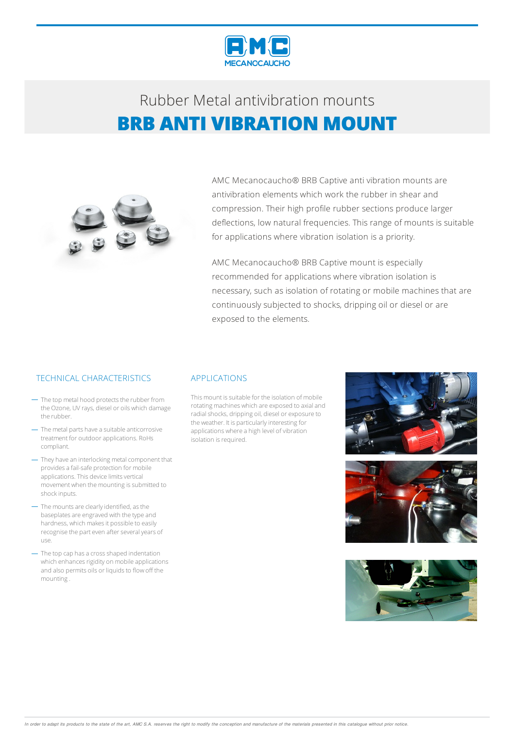Rubber Metal antivibration mounts

# BRB ANTI VIBRATION MOUNT

AMC Mecanocaucho® BRB Captive anti vibration mounts are antivibration elements which work the rubber in shear and compression. Their high profile rubber sections produce larger deflections, low natural frequencies. This range of mounts is suitable for applications where vibration isolation is a priority.

AMC Mecanocaucho® BRB Captive mount is especially recommended for applications where vibration isolation is necessary, such as isolation of rotating or mobile machines that are continuously subjected to shocks, dripping oil or diesel or are exposed to the elements.

## TECHNICAL CHARACTERISTICS

- The top metal hood protects the rubber from the Ozone, UV rays, diesel or oils which damage the rubber.
- The metal parts have a suitable anticorrosive treatment for outdoor applications. RoHs compliant.
- They have an interlocking metal component that provides a fail-safe protection for mobile applications. This device limits vertical movement when the mounting is submitted to shock inputs.
- The mounts are clearly identified, as the baseplates are engraved with the type and hardness, which makes it possible to easily recognise the part even after several years of use.
- The top cap has a cross shaped indentation which enhances rigidity on mobile applications and also permits oils or liquids to flow off the mounting .

## APPLICATIONS

This mount is suitable for the isolation of mobile rotating machines which are exposed to axial and radial shocks, dripping oil, diesel or exposure to the weather. It is particularly interesting for applications where a high level of vibration isolation is required.

*In order to adapt its products to the state of the art, AMC S.A. reserves the right to modify the conception and manufacture of the materials presented in this catalogue without prior notice.*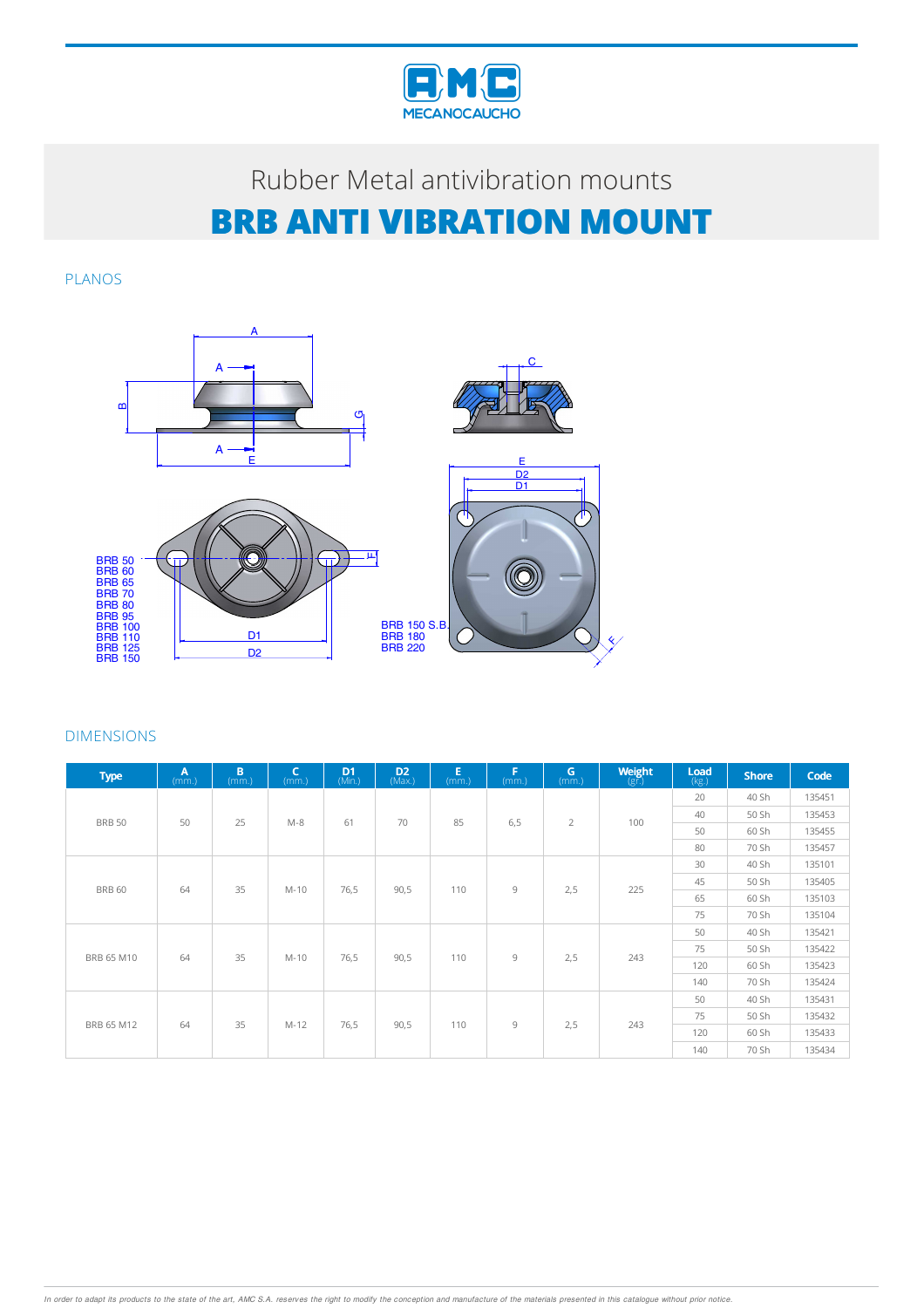# Rubber Metal antivibration mounts

# BRB ANTI VIBRATION MOUNT

## PLANOS

BRB 50
BRB 60
BRB 65
BRB 70
BRB 80
BRB 95
BRB 100
BRB 110
BRB 125
BRB 150

BRB 150 S.B.
BRB 180
BRB 220

## DIMENSIONS

| Type | A (mm.) | B (mm.) | C (mm.) | D1 (Min.) | D2 (Max.) | E (mm.) | F (mm.) | G (mm.) | Weight (gr.) | Load (kg.) | Shore | Code |
|---|---|---|---|---|---|---|---|---|---|---|---|---|
| BRB 50 | 50 | 25 | M-8 | 61 | 70 | 85 | 6,5 | 2 | 100 | 20 | 40 Sh | 135451 |
| | | | | | | | | | | 40 | 50 Sh | 135453 |
| | | | | | | | | | | 50 | 60 Sh | 135455 |
| | | | | | | | | | | 80 | 70 Sh | 135457 |
| BRB 60 | 64 | 35 | M-10 | 76,5 | 90,5 | 110 | 9 | 2,5 | 225 | 30 | 40 Sh | 135101 |
| | | | | | | | | | | 45 | 50 Sh | 135405 |
| | | | | | | | | | | 65 | 60 Sh | 135103 |
| | | | | | | | | | | 75 | 70 Sh | 135104 |
| BRB 65 M10 | 64 | 35 | M-10 | 76,5 | 90,5 | 110 | 9 | 2,5 | 243 | 50 | 40 Sh | 135421 |
| | | | | | | | | | | 75 | 50 Sh | 135422 |
| | | | | | | | | | | 120 | 60 Sh | 135423 |
| | | | | | | | | | | 140 | 70 Sh | 135424 |
| BRB 65 M12 | 64 | 35 | M-12 | 76,5 | 90,5 | 110 | 9 | 2,5 | 243 | 50 | 40 Sh | 135431 |
| | | | | | | | | | | 75 | 50 Sh | 135432 |
| | | | | | | | | | | 120 | 60 Sh | 135433 |
| | | | | | | | | | | 140 | 70 Sh | 135434 |

*In order to adapt its products to the state of the art, AMC S.A. reserves the right to modify the conception and manufacture of the materials presented in this catalogue without prior notice.*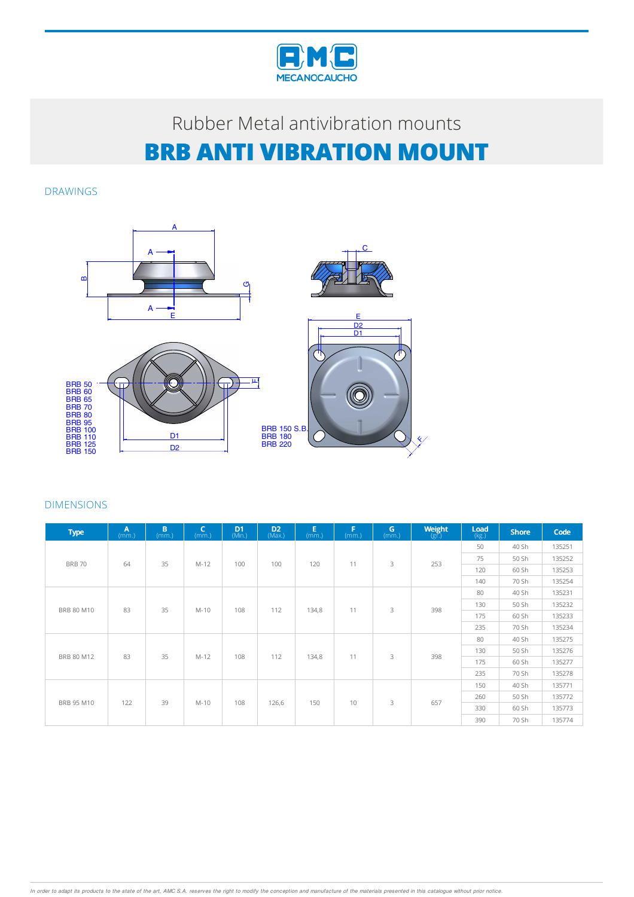Rubber Metal antivibration mounts

# BRB ANTI VIBRATION MOUNT

## DRAWINGS

BRB 50
BRB 60
BRB 65
BRB 70
BRB 80
BRB 95
BRB 100
BRB 110
BRB 125
BRB 150

BRB 150 S.B.
BRB 180
BRB 220

## DIMENSIONS

| Type | A (mm.) | B (mm.) | C (mm.) | D1 (Min.) | D2 (Max.) | E (mm.) | F (mm.) | G (mm.) | Weight (gr.) | Load (kg.) | Shore | Code |
|---|---|---|---|---|---|---|---|---|---|---|---|---|
| BRB 70 | 64 | 35 | M-12 | 100 | 100 | 120 | 11 | 3 | 253 | 50 | 40 Sh | 135251 |
| | | | | | | | | | | 75 | 50 Sh | 135252 |
| | | | | | | | | | | 120 | 60 Sh | 135253 |
| | | | | | | | | | | 140 | 70 Sh | 135254 |
| BRB 80 M10 | 83 | 35 | M-10 | 108 | 112 | 134,8 | 11 | 3 | 398 | 80 | 40 Sh | 135231 |
| | | | | | | | | | | 130 | 50 Sh | 135232 |
| | | | | | | | | | | 175 | 60 Sh | 135233 |
| | | | | | | | | | | 235 | 70 Sh | 135234 |
| BRB 80 M12 | 83 | 35 | M-12 | 108 | 112 | 134,8 | 11 | 3 | 398 | 80 | 40 Sh | 135275 |
| | | | | | | | | | | 130 | 50 Sh | 135276 |
| | | | | | | | | | | 175 | 60 Sh | 135277 |
| | | | | | | | | | | 235 | 70 Sh | 135278 |
| BRB 95 M10 | 122 | 39 | M-10 | 108 | 126,6 | 150 | 10 | 3 | 657 | 150 | 40 Sh | 135771 |
| | | | | | | | | | | 260 | 50 Sh | 135772 |
| | | | | | | | | | | 330 | 60 Sh | 135773 |
| | | | | | | | | | | 390 | 70 Sh | 135774 |

*In order to adapt its products to the state of the art, AMC S.A. reserves the right to modify the conception and manufacture of the materials presented in this catalogue without prior notice.*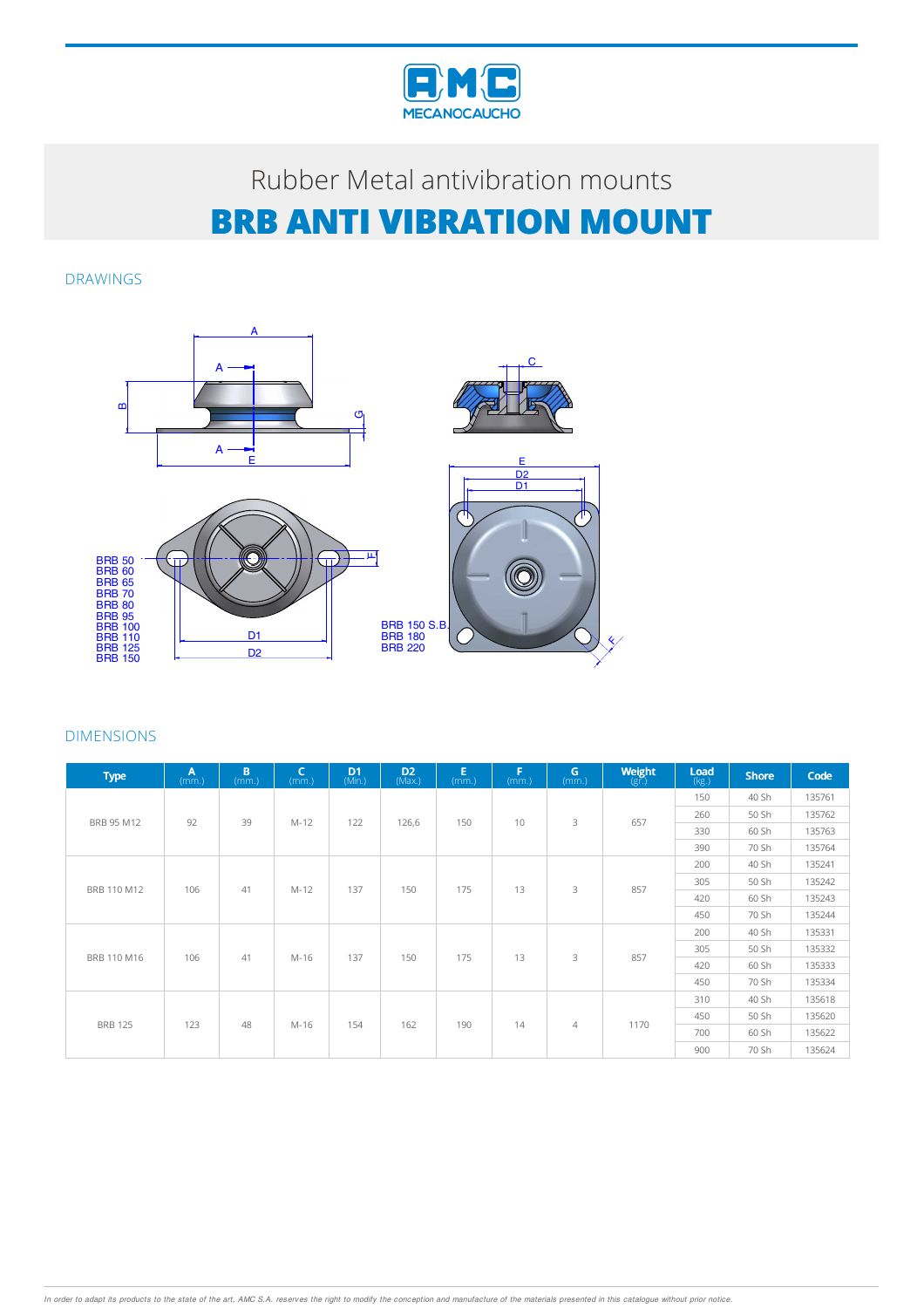Rubber Metal antivibration mounts

# BRB ANTI VIBRATION MOUNT

## DRAWINGS

BRB 50
BRB 60
BRB 65
BRB 70
BRB 80
BRB 95
BRB 100
BRB 110
BRB 125
BRB 150

BRB 150 S.B.
BRB 180
BRB 220

## DIMENSIONS

| Type | A (mm.) | B (mm.) | C (mm.) | D1 (Min.) | D2 (Max.) | E (mm.) | F (mm.) | G (mm.) | Weight (gr.) | Load (kg.) | Shore | Code |
|---|---|---|---|---|---|---|---|---|---|---|---|---|
| BRB 95 M12 | 92 | 39 | M-12 | 122 | 126,6 | 150 | 10 | 3 | 657 | 150 | 40 Sh | 135761 |
| | | | | | | | | | | 260 | 50 Sh | 135762 |
| | | | | | | | | | | 330 | 60 Sh | 135763 |
| | | | | | | | | | | 390 | 70 Sh | 135764 |
| BRB 110 M12 | 106 | 41 | M-12 | 137 | 150 | 175 | 13 | 3 | 857 | 200 | 40 Sh | 135241 |
| | | | | | | | | | | 305 | 50 Sh | 135242 |
| | | | | | | | | | | 420 | 60 Sh | 135243 |
| | | | | | | | | | | 450 | 70 Sh | 135244 |
| BRB 110 M16 | 106 | 41 | M-16 | 137 | 150 | 175 | 13 | 3 | 857 | 200 | 40 Sh | 135331 |
| | | | | | | | | | | 305 | 50 Sh | 135332 |
| | | | | | | | | | | 420 | 60 Sh | 135333 |
| | | | | | | | | | | 450 | 70 Sh | 135334 |
| BRB 125 | 123 | 48 | M-16 | 154 | 162 | 190 | 14 | 4 | 1170 | 310 | 40 Sh | 135618 |
| | | | | | | | | | | 450 | 50 Sh | 135620 |
| | | | | | | | | | | 700 | 60 Sh | 135622 |
| | | | | | | | | | | 900 | 70 Sh | 135624 |

*In order to adapt its products to the state of the art, AMC S.A. reserves the right to modify the conception and manufacture of the materials presented in this catalogue without prior notice.*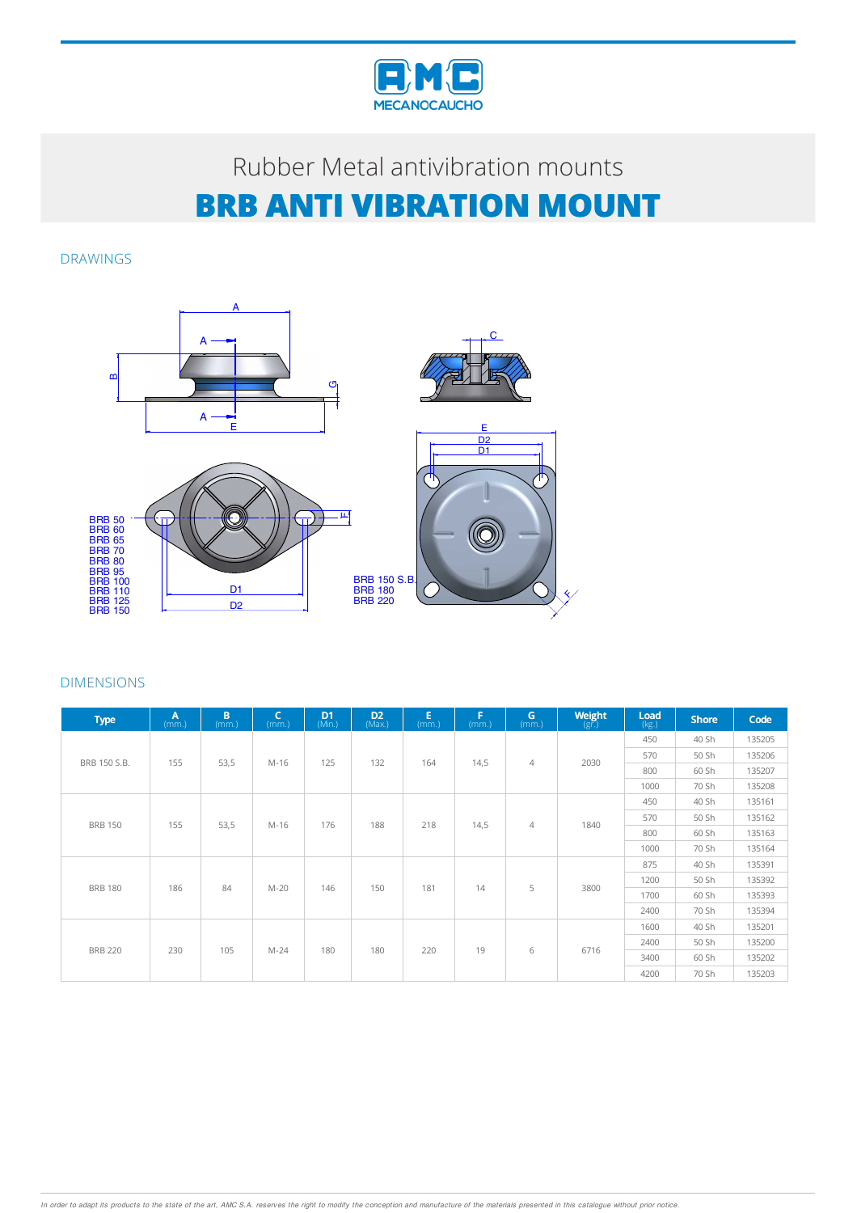# Rubber Metal antivibration mounts

# BRB ANTI VIBRATION MOUNT

## DRAWINGS

BRB 50
BRB 60
BRB 65
BRB 70
BRB 80
BRB 95
BRB 100
BRB 110
BRB 125
BRB 150

BRB 150 S.B.
BRB 180
BRB 220

## DIMENSIONS

| Type | A (mm.) | B (mm.) | C (mm.) | D1 (Min.) | D2 (Max.) | E (mm.) | F (mm.) | G (mm.) | Weight (gr.) | Load (kg.) | Shore | Code |
|---|---|---|---|---|---|---|---|---|---|---|---|---|
| BRB 150 S.B. | 155 | 53,5 | M-16 | 125 | 132 | 164 | 14,5 | 4 | 2030 | 450 | 40 Sh | 135205 |
| | | | | | | | | | | 570 | 50 Sh | 135206 |
| | | | | | | | | | | 800 | 60 Sh | 135207 |
| | | | | | | | | | | 1000 | 70 Sh | 135208 |
| BRB 150 | 155 | 53,5 | M-16 | 176 | 188 | 218 | 14,5 | 4 | 1840 | 450 | 40 Sh | 135161 |
| | | | | | | | | | | 570 | 50 Sh | 135162 |
| | | | | | | | | | | 800 | 60 Sh | 135163 |
| | | | | | | | | | | 1000 | 70 Sh | 135164 |
| BRB 180 | 186 | 84 | M-20 | 146 | 150 | 181 | 14 | 5 | 3800 | 875 | 40 Sh | 135391 |
| | | | | | | | | | | 1200 | 50 Sh | 135392 |
| | | | | | | | | | | 1700 | 60 Sh | 135393 |
| | | | | | | | | | | 2400 | 70 Sh | 135394 |
| BRB 220 | 230 | 105 | M-24 | 180 | 180 | 220 | 19 | 6 | 6716 | 1600 | 40 Sh | 135201 |
| | | | | | | | | | | 2400 | 50 Sh | 135200 |
| | | | | | | | | | | 3400 | 60 Sh | 135202 |
| | | | | | | | | | | 4200 | 70 Sh | 135203 |

*In order to adapt its products to the state of the art, AMC S.A. reserves the right to modify the conception and manufacture of the materials presented in this catalogue without prior notice.*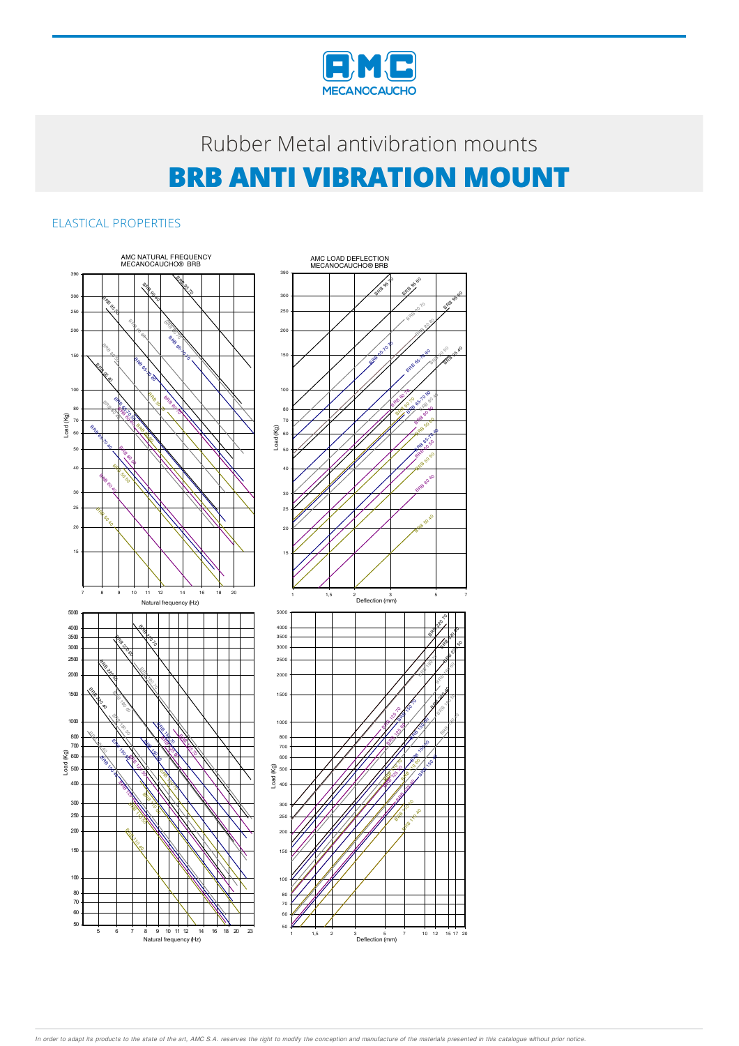# Rubber Metal antivibration mounts

# BRB ANTI VIBRATION MOUNT

## ELASTICAL PROPERTIES

AMC NATURAL FREQUENCY
MECANOCAUCHO® BRB

Load (Kg)

Natural frequency (Hz)

AMC LOAD DEFLECTION
MECANOCAUCHO® BRB

Load (Kg)

Deflection (mm)

Load (Kg)

Natural frequency (Hz)

Load (Kg)

Deflection (mm)

*In order to adapt its products to the state of the art, AMC S.A. reserves the right to modify the conception and manufacture of the materials presented in this catalogue without prior notice.*